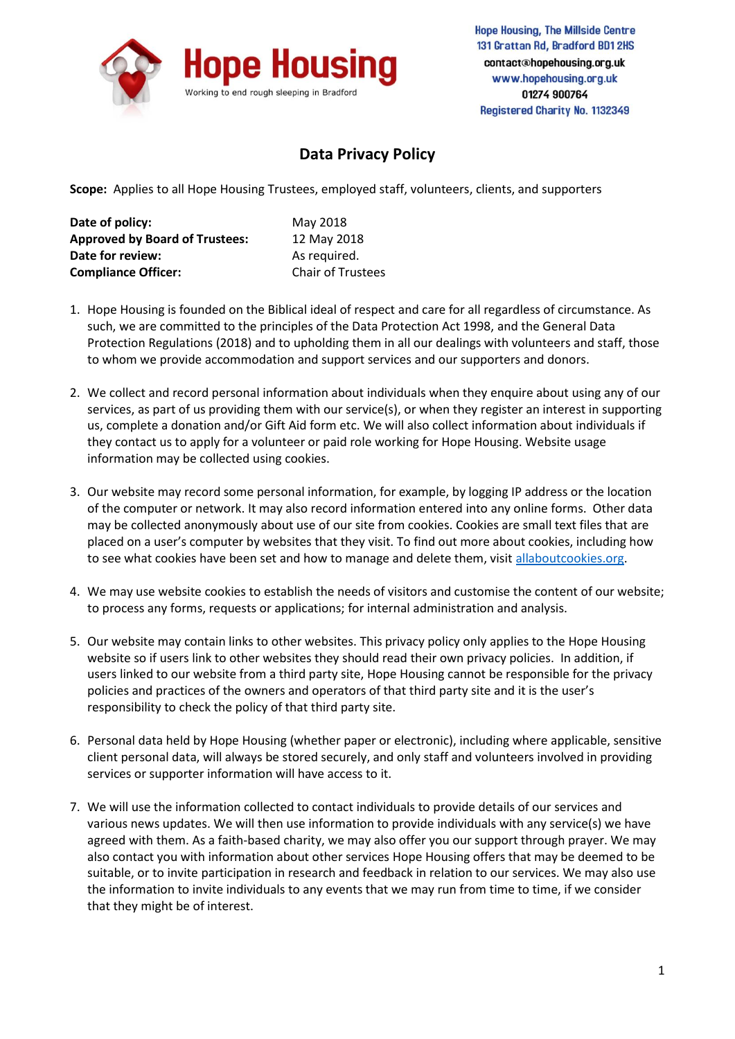**Hope Housing**
Working to end rough sleeping in Bradford

Hope Housing, The Millside Centre
131 Grattan Rd, Bradford BD1 2HS
contact@hopehousing.org.uk
www.hopehousing.org.uk
01274 900764
Registered Charity No. 1132349

# Data Privacy Policy

**Scope:** Applies to all Hope Housing Trustees, employed staff, volunteers, clients, and supporters

| | |
|---|---|
| **Date of policy:** | May 2018 |
| **Approved by Board of Trustees:** | 12 May 2018 |
| **Date for review:** | As required. |
| **Compliance Officer:** | Chair of Trustees |

1. Hope Housing is founded on the Biblical ideal of respect and care for all regardless of circumstance. As such, we are committed to the principles of the Data Protection Act 1998, and the General Data Protection Regulations (2018) and to upholding them in all our dealings with volunteers and staff, those to whom we provide accommodation and support services and our supporters and donors.

2. We collect and record personal information about individuals when they enquire about using any of our services, as part of us providing them with our service(s), or when they register an interest in supporting us, complete a donation and/or Gift Aid form etc. We will also collect information about individuals if they contact us to apply for a volunteer or paid role working for Hope Housing. Website usage information may be collected using cookies.

3. Our website may record some personal information, for example, by logging IP address or the location of the computer or network. It may also record information entered into any online forms. Other data may be collected anonymously about use of our site from cookies. Cookies are small text files that are placed on a user's computer by websites that they visit. To find out more about cookies, including how to see what cookies have been set and how to manage and delete them, visit allaboutcookies.org.

4. We may use website cookies to establish the needs of visitors and customise the content of our website; to process any forms, requests or applications; for internal administration and analysis.

5. Our website may contain links to other websites. This privacy policy only applies to the Hope Housing website so if users link to other websites they should read their own privacy policies. In addition, if users linked to our website from a third party site, Hope Housing cannot be responsible for the privacy policies and practices of the owners and operators of that third party site and it is the user's responsibility to check the policy of that third party site.

6. Personal data held by Hope Housing (whether paper or electronic), including where applicable, sensitive client personal data, will always be stored securely, and only staff and volunteers involved in providing services or supporter information will have access to it.

7. We will use the information collected to contact individuals to provide details of our services and various news updates. We will then use information to provide individuals with any service(s) we have agreed with them. As a faith-based charity, we may also offer you our support through prayer. We may also contact you with information about other services Hope Housing offers that may be deemed to be suitable, or to invite participation in research and feedback in relation to our services. We may also use the information to invite individuals to any events that we may run from time to time, if we consider that they might be of interest.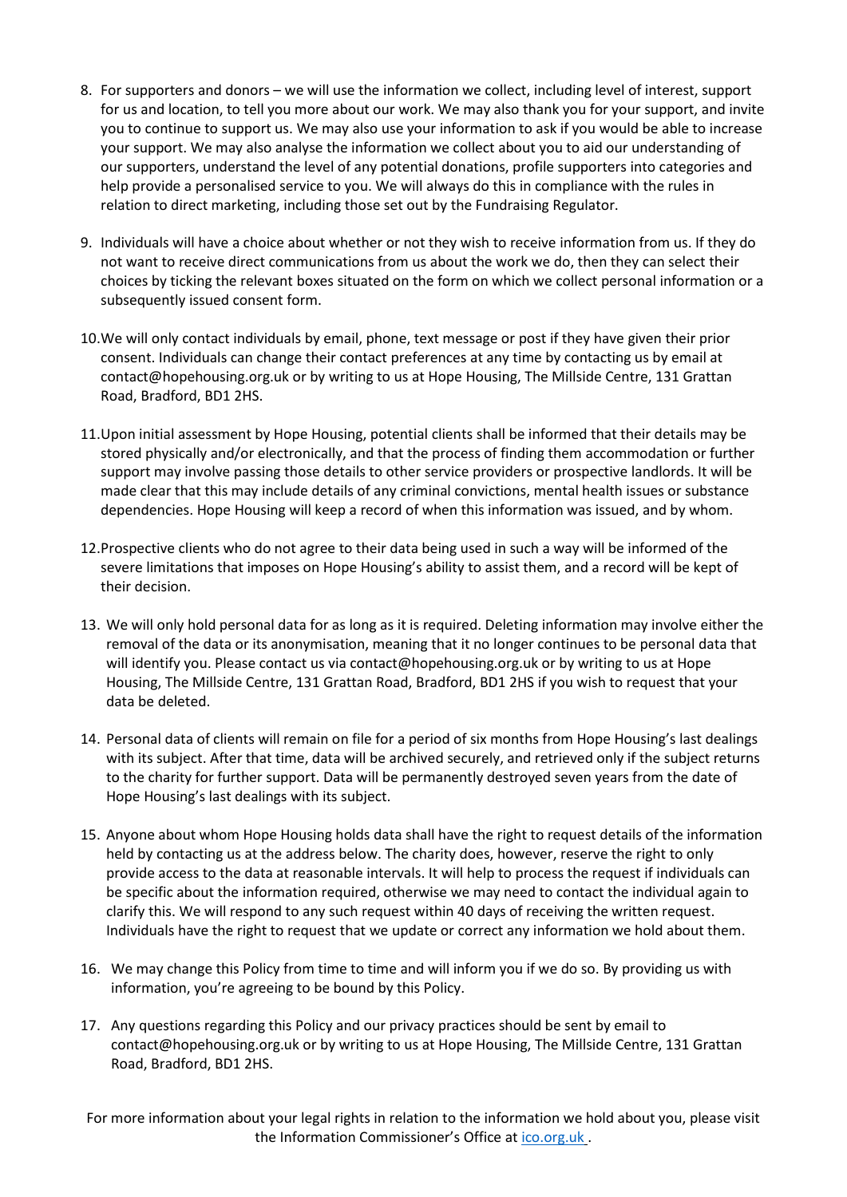8. For supporters and donors – we will use the information we collect, including level of interest, support for us and location, to tell you more about our work. We may also thank you for your support, and invite you to continue to support us. We may also use your information to ask if you would be able to increase your support. We may also analyse the information we collect about you to aid our understanding of our supporters, understand the level of any potential donations, profile supporters into categories and help provide a personalised service to you. We will always do this in compliance with the rules in relation to direct marketing, including those set out by the Fundraising Regulator.

9. Individuals will have a choice about whether or not they wish to receive information from us. If they do not want to receive direct communications from us about the work we do, then they can select their choices by ticking the relevant boxes situated on the form on which we collect personal information or a subsequently issued consent form.

10. We will only contact individuals by email, phone, text message or post if they have given their prior consent. Individuals can change their contact preferences at any time by contacting us by email at contact@hopehousing.org.uk or by writing to us at Hope Housing, The Millside Centre, 131 Grattan Road, Bradford, BD1 2HS.

11. Upon initial assessment by Hope Housing, potential clients shall be informed that their details may be stored physically and/or electronically, and that the process of finding them accommodation or further support may involve passing those details to other service providers or prospective landlords. It will be made clear that this may include details of any criminal convictions, mental health issues or substance dependencies. Hope Housing will keep a record of when this information was issued, and by whom.

12. Prospective clients who do not agree to their data being used in such a way will be informed of the severe limitations that imposes on Hope Housing's ability to assist them, and a record will be kept of their decision.

13. We will only hold personal data for as long as it is required. Deleting information may involve either the removal of the data or its anonymisation, meaning that it no longer continues to be personal data that will identify you. Please contact us via contact@hopehousing.org.uk or by writing to us at Hope Housing, The Millside Centre, 131 Grattan Road, Bradford, BD1 2HS if you wish to request that your data be deleted.

14. Personal data of clients will remain on file for a period of six months from Hope Housing's last dealings with its subject. After that time, data will be archived securely, and retrieved only if the subject returns to the charity for further support. Data will be permanently destroyed seven years from the date of Hope Housing's last dealings with its subject.

15. Anyone about whom Hope Housing holds data shall have the right to request details of the information held by contacting us at the address below. The charity does, however, reserve the right to only provide access to the data at reasonable intervals. It will help to process the request if individuals can be specific about the information required, otherwise we may need to contact the individual again to clarify this. We will respond to any such request within 40 days of receiving the written request. Individuals have the right to request that we update or correct any information we hold about them.

16. We may change this Policy from time to time and will inform you if we do so. By providing us with information, you're agreeing to be bound by this Policy.

17. Any questions regarding this Policy and our privacy practices should be sent by email to contact@hopehousing.org.uk or by writing to us at Hope Housing, The Millside Centre, 131 Grattan Road, Bradford, BD1 2HS.

For more information about your legal rights in relation to the information we hold about you, please visit the Information Commissioner's Office at [ico.org.uk](ico.org.uk).